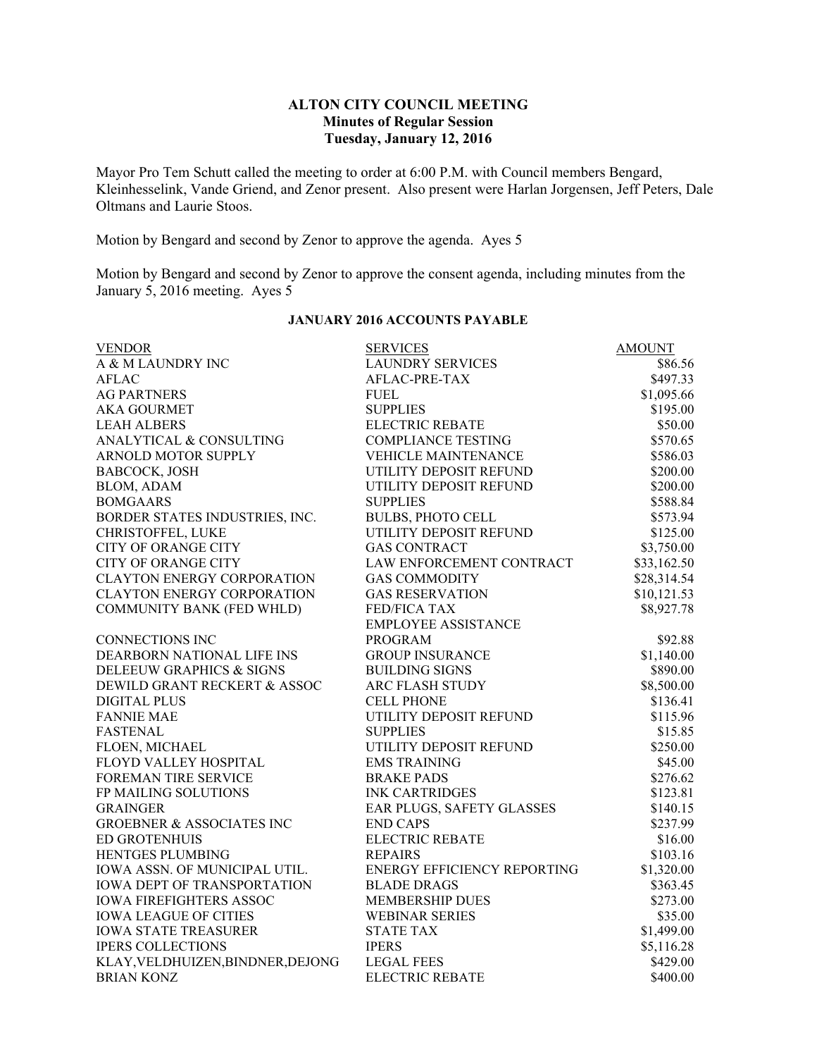# ALTON CITY COUNCIL MEETING
## Minutes of Regular Session
## Tuesday, January 12, 2016

Mayor Pro Tem Schutt called the meeting to order at 6:00 P.M. with Council members Bengard, Kleinhesselink, Vande Griend, and Zenor present. Also present were Harlan Jorgensen, Jeff Peters, Dale Oltmans and Laurie Stoos.

Motion by Bengard and second by Zenor to approve the agenda. Ayes 5

Motion by Bengard and second by Zenor to approve the consent agenda, including minutes from the January 5, 2016 meeting. Ayes 5

### JANUARY 2016 ACCOUNTS PAYABLE

| VENDOR | SERVICES | AMOUNT |
|---|---|---|
| A & M LAUNDRY INC | LAUNDRY SERVICES | $86.56 |
| AFLAC | AFLAC-PRE-TAX | $497.33 |
| AG PARTNERS | FUEL | $1,095.66 |
| AKA GOURMET | SUPPLIES | $195.00 |
| LEAH ALBERS | ELECTRIC REBATE | $50.00 |
| ANALYTICAL & CONSULTING | COMPLIANCE TESTING | $570.65 |
| ARNOLD MOTOR SUPPLY | VEHICLE MAINTENANCE | $586.03 |
| BABCOCK, JOSH | UTILITY DEPOSIT REFUND | $200.00 |
| BLOM, ADAM | UTILITY DEPOSIT REFUND | $200.00 |
| BOMGAARS | SUPPLIES | $588.84 |
| BORDER STATES INDUSTRIES, INC. | BULBS, PHOTO CELL | $573.94 |
| CHRISTOFFEL, LUKE | UTILITY DEPOSIT REFUND | $125.00 |
| CITY OF ORANGE CITY | GAS CONTRACT | $3,750.00 |
| CITY OF ORANGE CITY | LAW ENFORCEMENT CONTRACT | $33,162.50 |
| CLAYTON ENERGY CORPORATION | GAS COMMODITY | $28,314.54 |
| CLAYTON ENERGY CORPORATION | GAS RESERVATION | $10,121.53 |
| COMMUNITY BANK (FED WHLD) | FED/FICA TAX | $8,927.78 |
| CONNECTIONS INC | EMPLOYEE ASSISTANCE PROGRAM | $92.88 |
| DEARBORN NATIONAL LIFE INS | GROUP INSURANCE | $1,140.00 |
| DELEEUW GRAPHICS & SIGNS | BUILDING SIGNS | $890.00 |
| DEWILD GRANT RECKERT & ASSOC | ARC FLASH STUDY | $8,500.00 |
| DIGITAL PLUS | CELL PHONE | $136.41 |
| FANNIE MAE | UTILITY DEPOSIT REFUND | $115.96 |
| FASTENAL | SUPPLIES | $15.85 |
| FLOEN, MICHAEL | UTILITY DEPOSIT REFUND | $250.00 |
| FLOYD VALLEY HOSPITAL | EMS TRAINING | $45.00 |
| FOREMAN TIRE SERVICE | BRAKE PADS | $276.62 |
| FP MAILING SOLUTIONS | INK CARTRIDGES | $123.81 |
| GRAINGER | EAR PLUGS, SAFETY GLASSES | $140.15 |
| GROEBNER & ASSOCIATES INC | END CAPS | $237.99 |
| ED GROTENHUIS | ELECTRIC REBATE | $16.00 |
| HENTGES PLUMBING | REPAIRS | $103.16 |
| IOWA ASSN. OF MUNICIPAL UTIL. | ENERGY EFFICIENCY REPORTING | $1,320.00 |
| IOWA DEPT OF TRANSPORTATION | BLADE DRAGS | $363.45 |
| IOWA FIREFIGHTERS ASSOC | MEMBERSHIP DUES | $273.00 |
| IOWA LEAGUE OF CITIES | WEBINAR SERIES | $35.00 |
| IOWA STATE TREASURER | STATE TAX | $1,499.00 |
| IPERS COLLECTIONS | IPERS | $5,116.28 |
| KLAY,VELDHUIZEN,BINDNER,DEJONG | LEGAL FEES | $429.00 |
| BRIAN KONZ | ELECTRIC REBATE | $400.00 |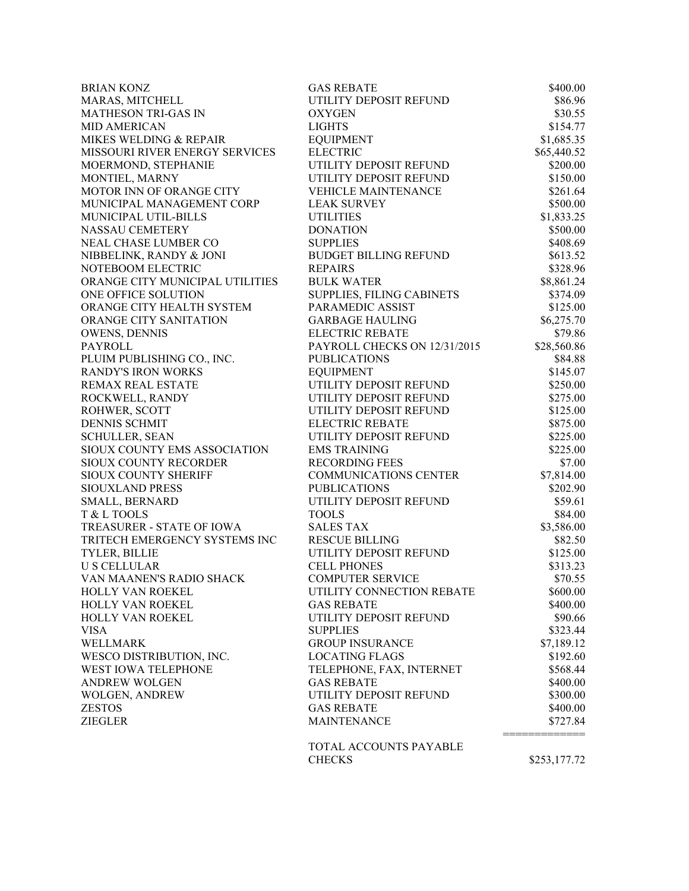| | | |
|---|---|---|
| BRIAN KONZ | GAS REBATE | $400.00 |
| MARAS, MITCHELL | UTILITY DEPOSIT REFUND | $86.96 |
| MATHESON TRI-GAS IN | OXYGEN | $30.55 |
| MID AMERICAN | LIGHTS | $154.77 |
| MIKES WELDING & REPAIR | EQUIPMENT | $1,685.35 |
| MISSOURI RIVER ENERGY SERVICES | ELECTRIC | $65,440.52 |
| MOERMOND, STEPHANIE | UTILITY DEPOSIT REFUND | $200.00 |
| MONTIEL, MARNY | UTILITY DEPOSIT REFUND | $150.00 |
| MOTOR INN OF ORANGE CITY | VEHICLE MAINTENANCE | $261.64 |
| MUNICIPAL MANAGEMENT CORP | LEAK SURVEY | $500.00 |
| MUNICIPAL UTIL-BILLS | UTILITIES | $1,833.25 |
| NASSAU CEMETERY | DONATION | $500.00 |
| NEAL CHASE LUMBER CO | SUPPLIES | $408.69 |
| NIBBELINK, RANDY & JONI | BUDGET BILLING REFUND | $613.52 |
| NOTEBOOM ELECTRIC | REPAIRS | $328.96 |
| ORANGE CITY MUNICIPAL UTILITIES | BULK WATER | $8,861.24 |
| ONE OFFICE SOLUTION | SUPPLIES, FILING CABINETS | $374.09 |
| ORANGE CITY HEALTH SYSTEM | PARAMEDIC ASSIST | $125.00 |
| ORANGE CITY SANITATION | GARBAGE HAULING | $6,275.70 |
| OWENS, DENNIS | ELECTRIC REBATE | $79.86 |
| PAYROLL | PAYROLL CHECKS ON 12/31/2015 | $28,560.86 |
| PLUIM PUBLISHING CO., INC. | PUBLICATIONS | $84.88 |
| RANDY'S IRON WORKS | EQUIPMENT | $145.07 |
| REMAX REAL ESTATE | UTILITY DEPOSIT REFUND | $250.00 |
| ROCKWELL, RANDY | UTILITY DEPOSIT REFUND | $275.00 |
| ROHWER, SCOTT | UTILITY DEPOSIT REFUND | $125.00 |
| DENNIS SCHMIT | ELECTRIC REBATE | $875.00 |
| SCHULLER, SEAN | UTILITY DEPOSIT REFUND | $225.00 |
| SIOUX COUNTY EMS ASSOCIATION | EMS TRAINING | $225.00 |
| SIOUX COUNTY RECORDER | RECORDING FEES | $7.00 |
| SIOUX COUNTY SHERIFF | COMMUNICATIONS CENTER | $7,814.00 |
| SIOUXLAND PRESS | PUBLICATIONS | $202.90 |
| SMALL, BERNARD | UTILITY DEPOSIT REFUND | $59.61 |
| T & L TOOLS | TOOLS | $84.00 |
| TREASURER - STATE OF IOWA | SALES TAX | $3,586.00 |
| TRITECH EMERGENCY SYSTEMS INC | RESCUE BILLING | $82.50 |
| TYLER, BILLIE | UTILITY DEPOSIT REFUND | $125.00 |
| U S CELLULAR | CELL PHONES | $313.23 |
| VAN MAANEN'S RADIO SHACK | COMPUTER SERVICE | $70.55 |
| HOLLY VAN ROEKEL | UTILITY CONNECTION REBATE | $600.00 |
| HOLLY VAN ROEKEL | GAS REBATE | $400.00 |
| HOLLY VAN ROEKEL | UTILITY DEPOSIT REFUND | $90.66 |
| VISA | SUPPLIES | $323.44 |
| WELLMARK | GROUP INSURANCE | $7,189.12 |
| WESCO DISTRIBUTION, INC. | LOCATING FLAGS | $192.60 |
| WEST IOWA TELEPHONE | TELEPHONE, FAX, INTERNET | $568.44 |
| ANDREW WOLGEN | GAS REBATE | $400.00 |
| WOLGEN, ANDREW | UTILITY DEPOSIT REFUND | $300.00 |
| ZESTOS | GAS REBATE | $400.00 |
| ZIEGLER | MAINTENANCE | $727.84 |
| | | ============ |
| | TOTAL ACCOUNTS PAYABLE CHECKS | $253,177.72 |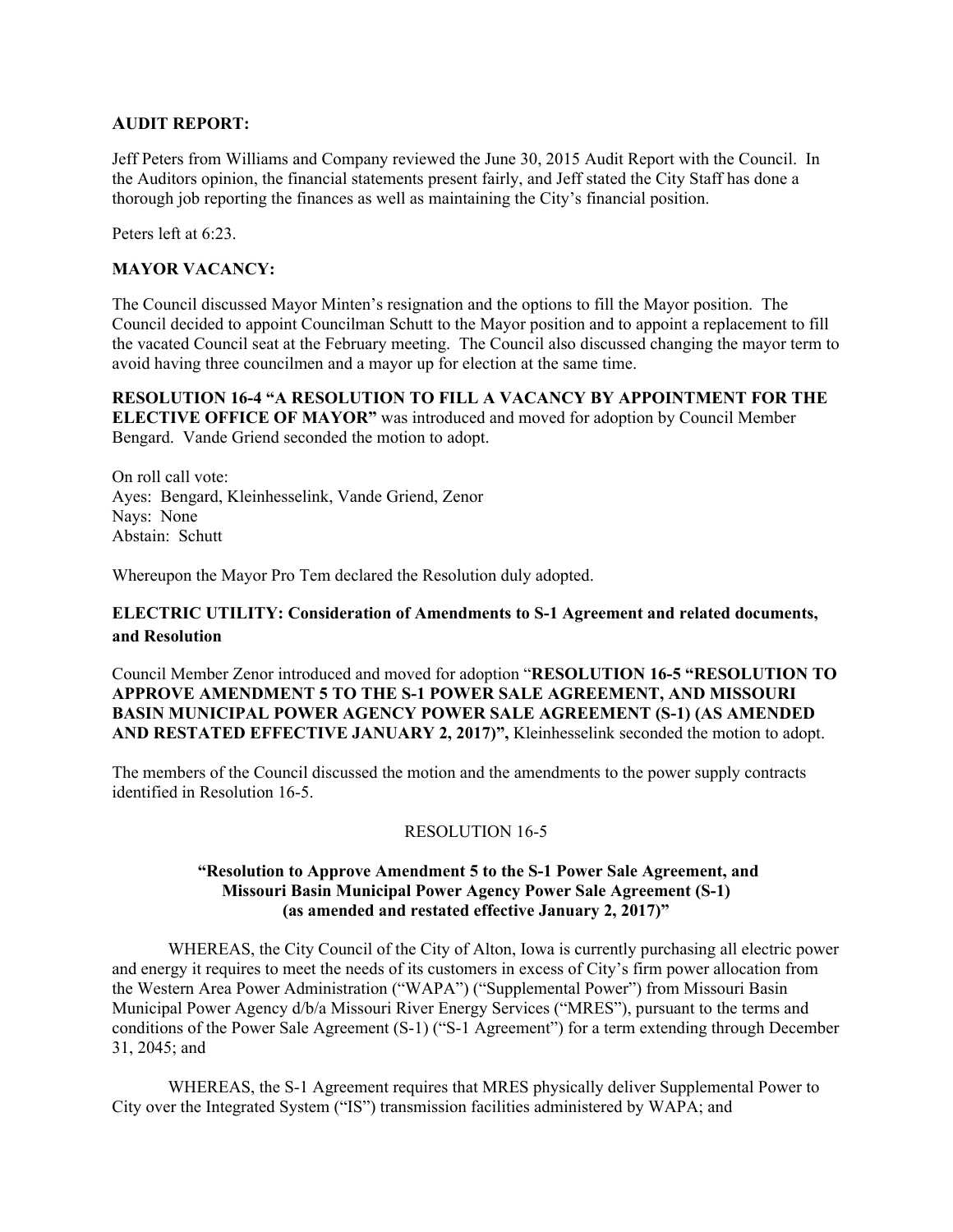**AUDIT REPORT:**

Jeff Peters from Williams and Company reviewed the June 30, 2015 Audit Report with the Council. In the Auditors opinion, the financial statements present fairly, and Jeff stated the City Staff has done a thorough job reporting the finances as well as maintaining the City's financial position.

Peters left at 6:23.

**MAYOR VACANCY:**

The Council discussed Mayor Minten's resignation and the options to fill the Mayor position. The Council decided to appoint Councilman Schutt to the Mayor position and to appoint a replacement to fill the vacated Council seat at the February meeting. The Council also discussed changing the mayor term to avoid having three councilmen and a mayor up for election at the same time.

**RESOLUTION 16-4 "A RESOLUTION TO FILL A VACANCY BY APPOINTMENT FOR THE ELECTIVE OFFICE OF MAYOR"** was introduced and moved for adoption by Council Member Bengard. Vande Griend seconded the motion to adopt.

On roll call vote:
Ayes: Bengard, Kleinhesselink, Vande Griend, Zenor
Nays: None
Abstain: Schutt

Whereupon the Mayor Pro Tem declared the Resolution duly adopted.

**ELECTRIC UTILITY: Consideration of Amendments to S-1 Agreement and related documents, and Resolution**

Council Member Zenor introduced and moved for adoption "**RESOLUTION 16-5 "RESOLUTION TO APPROVE AMENDMENT 5 TO THE S-1 POWER SALE AGREEMENT, AND MISSOURI BASIN MUNICIPAL POWER AGENCY POWER SALE AGREEMENT (S-1) (AS AMENDED AND RESTATED EFFECTIVE JANUARY 2, 2017)",** Kleinhesselink seconded the motion to adopt.

The members of the Council discussed the motion and the amendments to the power supply contracts identified in Resolution 16-5.

RESOLUTION 16-5

**"Resolution to Approve Amendment 5 to the S-1 Power Sale Agreement, and Missouri Basin Municipal Power Agency Power Sale Agreement (S-1) (as amended and restated effective January 2, 2017)"**

WHEREAS, the City Council of the City of Alton, Iowa is currently purchasing all electric power and energy it requires to meet the needs of its customers in excess of City's firm power allocation from the Western Area Power Administration ("WAPA") ("Supplemental Power") from Missouri Basin Municipal Power Agency d/b/a Missouri River Energy Services ("MRES"), pursuant to the terms and conditions of the Power Sale Agreement (S-1) ("S-1 Agreement") for a term extending through December 31, 2045; and

WHEREAS, the S-1 Agreement requires that MRES physically deliver Supplemental Power to City over the Integrated System ("IS") transmission facilities administered by WAPA; and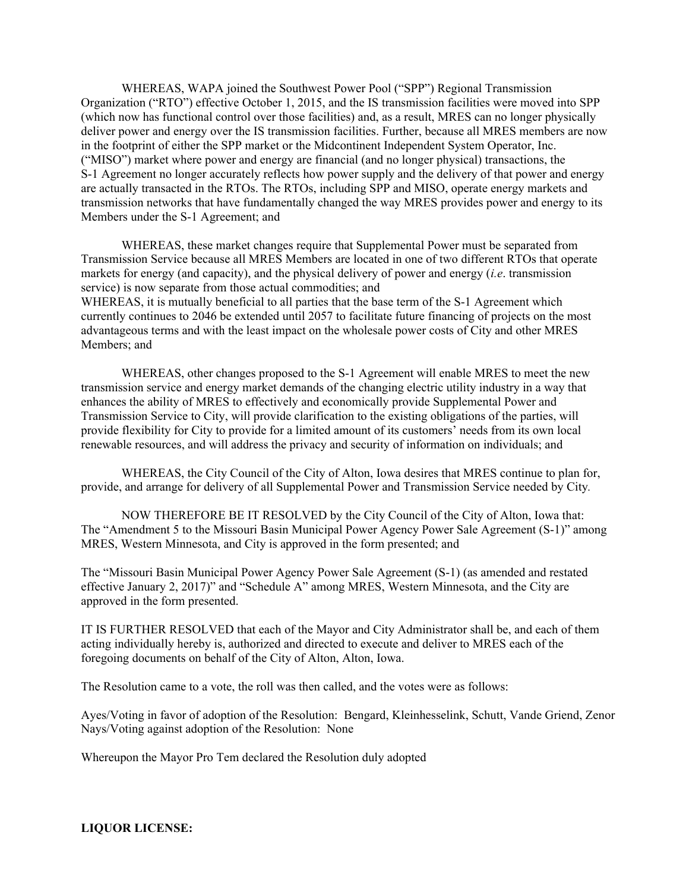WHEREAS, WAPA joined the Southwest Power Pool ("SPP") Regional Transmission Organization ("RTO") effective October 1, 2015, and the IS transmission facilities were moved into SPP (which now has functional control over those facilities) and, as a result, MRES can no longer physically deliver power and energy over the IS transmission facilities. Further, because all MRES members are now in the footprint of either the SPP market or the Midcontinent Independent System Operator, Inc. ("MISO") market where power and energy are financial (and no longer physical) transactions, the S-1 Agreement no longer accurately reflects how power supply and the delivery of that power and energy are actually transacted in the RTOs. The RTOs, including SPP and MISO, operate energy markets and transmission networks that have fundamentally changed the way MRES provides power and energy to its Members under the S-1 Agreement; and

WHEREAS, these market changes require that Supplemental Power must be separated from Transmission Service because all MRES Members are located in one of two different RTOs that operate markets for energy (and capacity), and the physical delivery of power and energy (*i.e*. transmission service) is now separate from those actual commodities; and

WHEREAS, it is mutually beneficial to all parties that the base term of the S-1 Agreement which currently continues to 2046 be extended until 2057 to facilitate future financing of projects on the most advantageous terms and with the least impact on the wholesale power costs of City and other MRES Members; and

WHEREAS, other changes proposed to the S-1 Agreement will enable MRES to meet the new transmission service and energy market demands of the changing electric utility industry in a way that enhances the ability of MRES to effectively and economically provide Supplemental Power and Transmission Service to City, will provide clarification to the existing obligations of the parties, will provide flexibility for City to provide for a limited amount of its customers' needs from its own local renewable resources, and will address the privacy and security of information on individuals; and

WHEREAS, the City Council of the City of Alton, Iowa desires that MRES continue to plan for, provide, and arrange for delivery of all Supplemental Power and Transmission Service needed by City.

NOW THEREFORE BE IT RESOLVED by the City Council of the City of Alton, Iowa that: The "Amendment 5 to the Missouri Basin Municipal Power Agency Power Sale Agreement (S-1)" among MRES, Western Minnesota, and City is approved in the form presented; and

The "Missouri Basin Municipal Power Agency Power Sale Agreement (S-1) (as amended and restated effective January 2, 2017)" and "Schedule A" among MRES, Western Minnesota, and the City are approved in the form presented.

IT IS FURTHER RESOLVED that each of the Mayor and City Administrator shall be, and each of them acting individually hereby is, authorized and directed to execute and deliver to MRES each of the foregoing documents on behalf of the City of Alton, Alton, Iowa.

The Resolution came to a vote, the roll was then called, and the votes were as follows:

Ayes/Voting in favor of adoption of the Resolution: Bengard, Kleinhesselink, Schutt, Vande Griend, Zenor
Nays/Voting against adoption of the Resolution: None

Whereupon the Mayor Pro Tem declared the Resolution duly adopted

**LIQUOR LICENSE:**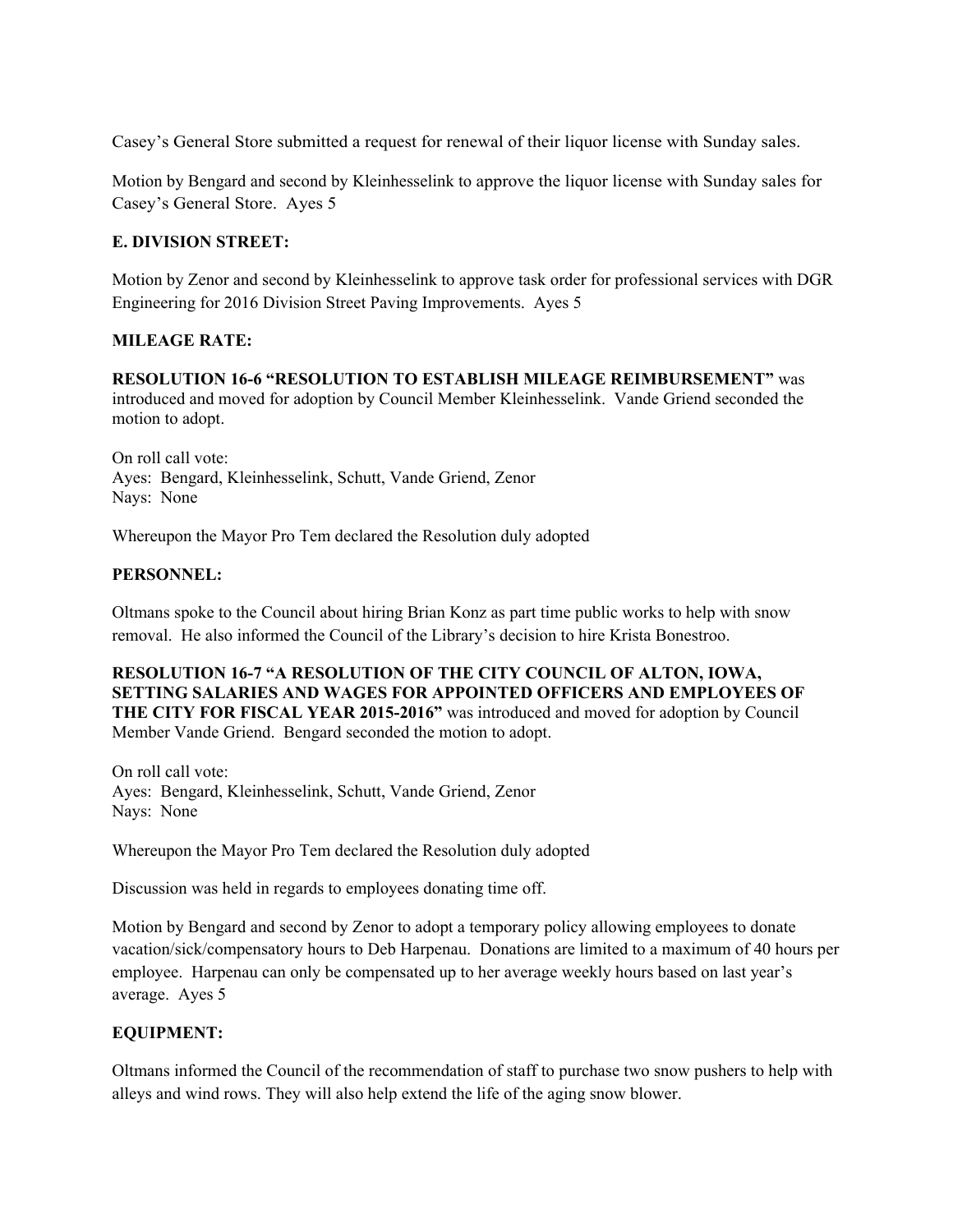Casey's General Store submitted a request for renewal of their liquor license with Sunday sales.

Motion by Bengard and second by Kleinhesselink to approve the liquor license with Sunday sales for Casey's General Store. Ayes 5

**E. DIVISION STREET:**

Motion by Zenor and second by Kleinhesselink to approve task order for professional services with DGR Engineering for 2016 Division Street Paving Improvements. Ayes 5

**MILEAGE RATE:**

**RESOLUTION 16-6 "RESOLUTION TO ESTABLISH MILEAGE REIMBURSEMENT"** was introduced and moved for adoption by Council Member Kleinhesselink. Vande Griend seconded the motion to adopt.

On roll call vote:
Ayes: Bengard, Kleinhesselink, Schutt, Vande Griend, Zenor
Nays: None

Whereupon the Mayor Pro Tem declared the Resolution duly adopted

**PERSONNEL:**

Oltmans spoke to the Council about hiring Brian Konz as part time public works to help with snow removal. He also informed the Council of the Library's decision to hire Krista Bonestroo.

**RESOLUTION 16-7 "A RESOLUTION OF THE CITY COUNCIL OF ALTON, IOWA, SETTING SALARIES AND WAGES FOR APPOINTED OFFICERS AND EMPLOYEES OF THE CITY FOR FISCAL YEAR 2015-2016"** was introduced and moved for adoption by Council Member Vande Griend. Bengard seconded the motion to adopt.

On roll call vote:
Ayes: Bengard, Kleinhesselink, Schutt, Vande Griend, Zenor
Nays: None

Whereupon the Mayor Pro Tem declared the Resolution duly adopted

Discussion was held in regards to employees donating time off.

Motion by Bengard and second by Zenor to adopt a temporary policy allowing employees to donate vacation/sick/compensatory hours to Deb Harpenau. Donations are limited to a maximum of 40 hours per employee. Harpenau can only be compensated up to her average weekly hours based on last year's average. Ayes 5

**EQUIPMENT:**

Oltmans informed the Council of the recommendation of staff to purchase two snow pushers to help with alleys and wind rows. They will also help extend the life of the aging snow blower.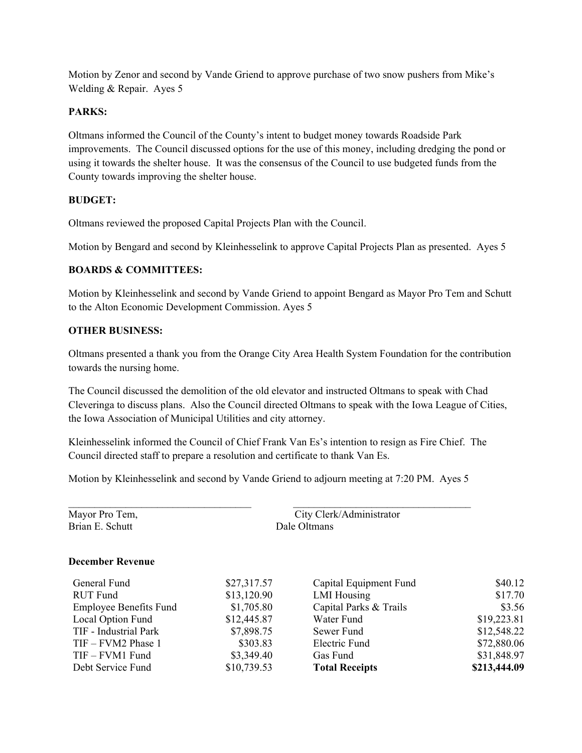Motion by Zenor and second by Vande Griend to approve purchase of two snow pushers from Mike's Welding & Repair. Ayes 5

**PARKS:**

Oltmans informed the Council of the County's intent to budget money towards Roadside Park improvements. The Council discussed options for the use of this money, including dredging the pond or using it towards the shelter house. It was the consensus of the Council to use budgeted funds from the County towards improving the shelter house.

**BUDGET:**

Oltmans reviewed the proposed Capital Projects Plan with the Council.

Motion by Bengard and second by Kleinhesselink to approve Capital Projects Plan as presented. Ayes 5

**BOARDS & COMMITTEES:**

Motion by Kleinhesselink and second by Vande Griend to appoint Bengard as Mayor Pro Tem and Schutt to the Alton Economic Development Commission. Ayes 5

**OTHER BUSINESS:**

Oltmans presented a thank you from the Orange City Area Health System Foundation for the contribution towards the nursing home.

The Council discussed the demolition of the old elevator and instructed Oltmans to speak with Chad Cleveringa to discuss plans. Also the Council directed Oltmans to speak with the Iowa League of Cities, the Iowa Association of Municipal Utilities and city attorney.

Kleinhesselink informed the Council of Chief Frank Van Es's intention to resign as Fire Chief. The Council directed staff to prepare a resolution and certificate to thank Van Es.

Motion by Kleinhesselink and second by Vande Griend to adjourn meeting at 7:20 PM. Ayes 5

\_\_\_\_\_\_\_\_\_\_\_\_\_\_\_\_\_\_\_\_\_\_\_\_\_\_\_\_\_\_\_\_\_\_\_\_ \_\_\_\_\_\_\_\_\_\_\_\_\_\_\_\_\_\_\_\_\_\_\_\_\_\_\_\_\_\_\_\_\_\_\_\_

Mayor Pro Tem, City Clerk/Administrator
Brian E. Schutt Dale Oltmans

**December Revenue**

| | | | |
|---|---|---|---|
| General Fund | $27,317.57 | Capital Equipment Fund | $40.12 |
| RUT Fund | $13,120.90 | LMI Housing | $17.70 |
| Employee Benefits Fund | $1,705.80 | Capital Parks & Trails | $3.56 |
| Local Option Fund | $12,445.87 | Water Fund | $19,223.81 |
| TIF - Industrial Park | $7,898.75 | Sewer Fund | $12,548.22 |
| TIF – FVM2 Phase 1 | $303.83 | Electric Fund | $72,880.06 |
| TIF – FVM1 Fund | $3,349.40 | Gas Fund | $31,848.97 |
| Debt Service Fund | $10,739.53 | **Total Receipts** | **$213,444.09** |